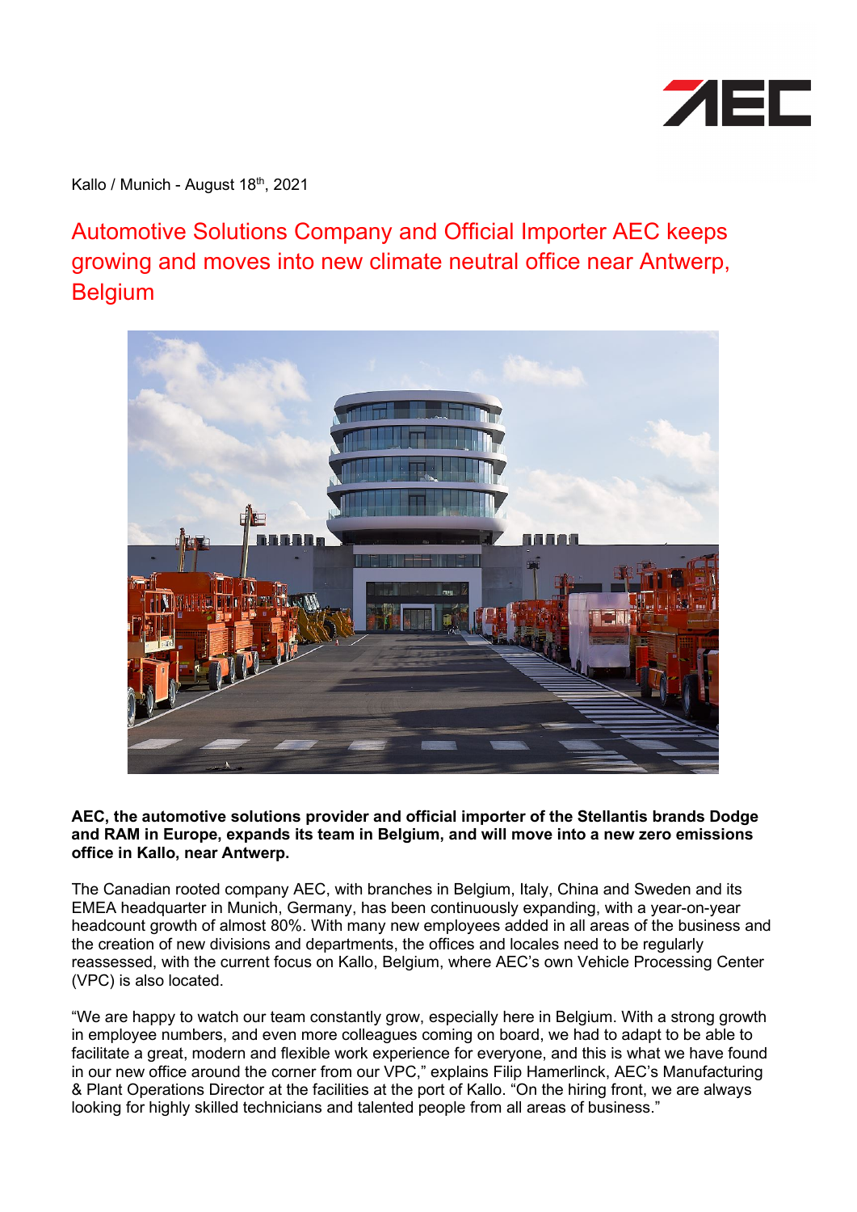Kallo / Munich - August 18th, 2021

# Automotive Solutions Company and Official Importer AEC keeps growing and moves into new climate neutral office near Antwerp, Belgium

**AEC, the automotive solutions provider and official importer of the Stellantis brands Dodge and RAM in Europe, expands its team in Belgium, and will move into a new zero emissions office in Kallo, near Antwerp.**

The Canadian rooted company AEC, with branches in Belgium, Italy, China and Sweden and its EMEA headquarter in Munich, Germany, has been continuously expanding, with a year-on-year headcount growth of almost 80%. With many new employees added in all areas of the business and the creation of new divisions and departments, the offices and locales need to be regularly reassessed, with the current focus on Kallo, Belgium, where AEC's own Vehicle Processing Center (VPC) is also located.

"We are happy to watch our team constantly grow, especially here in Belgium. With a strong growth in employee numbers, and even more colleagues coming on board, we had to adapt to be able to facilitate a great, modern and flexible work experience for everyone, and this is what we have found in our new office around the corner from our VPC," explains Filip Hamerlinck, AEC's Manufacturing & Plant Operations Director at the facilities at the port of Kallo. "On the hiring front, we are always looking for highly skilled technicians and talented people from all areas of business."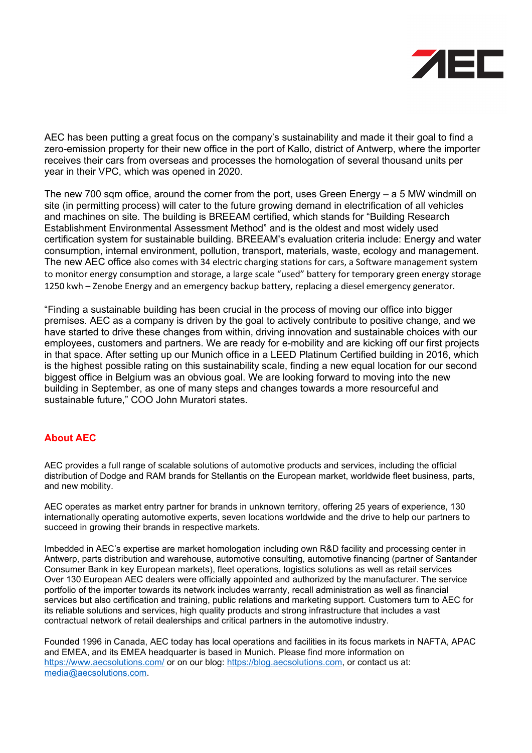AEC has been putting a great focus on the company's sustainability and made it their goal to find a zero-emission property for their new office in the port of Kallo, district of Antwerp, where the importer receives their cars from overseas and processes the homologation of several thousand units per year in their VPC, which was opened in 2020.

The new 700 sqm office, around the corner from the port, uses Green Energy – a 5 MW windmill on site (in permitting process) will cater to the future growing demand in electrification of all vehicles and machines on site. The building is BREEAM certified, which stands for "Building Research Establishment Environmental Assessment Method" and is the oldest and most widely used certification system for sustainable building. BREEAM's evaluation criteria include: Energy and water consumption, internal environment, pollution, transport, materials, waste, ecology and management. The new AEC office also comes with 34 electric charging stations for cars, a Software management system to monitor energy consumption and storage, a large scale "used" battery for temporary green energy storage 1250 kwh – Zenobe Energy and an emergency backup battery, replacing a diesel emergency generator.

"Finding a sustainable building has been crucial in the process of moving our office into bigger premises. AEC as a company is driven by the goal to actively contribute to positive change, and we have started to drive these changes from within, driving innovation and sustainable choices with our employees, customers and partners. We are ready for e-mobility and are kicking off our first projects in that space. After setting up our Munich office in a LEED Platinum Certified building in 2016, which is the highest possible rating on this sustainability scale, finding a new equal location for our second biggest office in Belgium was an obvious goal. We are looking forward to moving into the new building in September, as one of many steps and changes towards a more resourceful and sustainable future," COO John Muratori states.

## About AEC

AEC provides a full range of scalable solutions of automotive products and services, including the official distribution of Dodge and RAM brands for Stellantis on the European market, worldwide fleet business, parts, and new mobility.

AEC operates as market entry partner for brands in unknown territory, offering 25 years of experience, 130 internationally operating automotive experts, seven locations worldwide and the drive to help our partners to succeed in growing their brands in respective markets.

Imbedded in AEC's expertise are market homologation including own R&D facility and processing center in Antwerp, parts distribution and warehouse, automotive consulting, automotive financing (partner of Santander Consumer Bank in key European markets), fleet operations, logistics solutions as well as retail services Over 130 European AEC dealers were officially appointed and authorized by the manufacturer. The service portfolio of the importer towards its network includes warranty, recall administration as well as financial services but also certification and training, public relations and marketing support. Customers turn to AEC for its reliable solutions and services, high quality products and strong infrastructure that includes a vast contractual network of retail dealerships and critical partners in the automotive industry.

Founded 1996 in Canada, AEC today has local operations and facilities in its focus markets in NAFTA, APAC and EMEA, and its EMEA headquarter is based in Munich. Please find more information on [https://www.aecsolutions.com/](https://www.aecsolutions.com/) or on our blog: [https://blog.aecsolutions.com](https://blog.aecsolutions.com), or contact us at: [media@aecsolutions.com](mailto:media@aecsolutions.com).